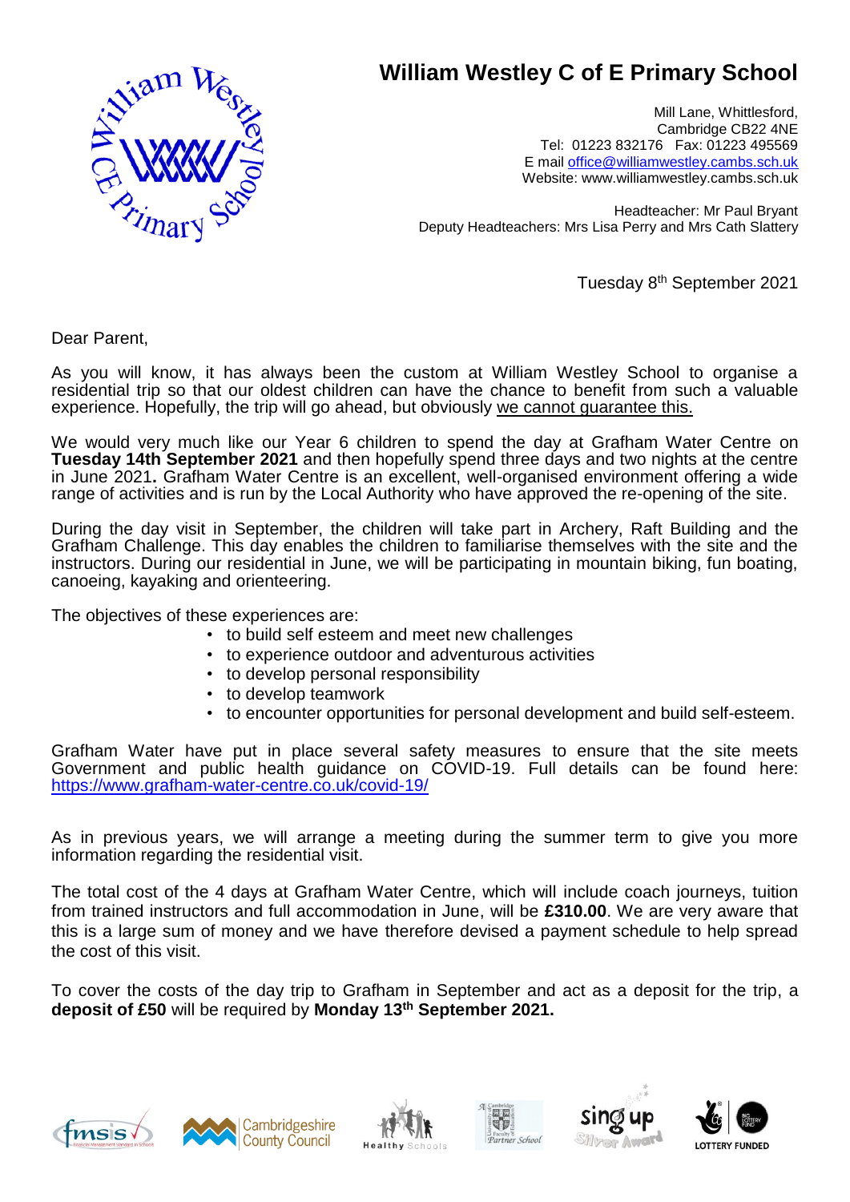# William Westley C of E Primary School

Mill Lane, Whittlesford,
Cambridge CB22 4NE
Tel: 01223 832176 Fax: 01223 495569
E mail office@williamwestley.cambs.sch.uk
Website: www.williamwestley.cambs.sch.uk

Headteacher: Mr Paul Bryant
Deputy Headteachers: Mrs Lisa Perry and Mrs Cath Slattery

Tuesday 8th September 2021

Dear Parent,

As you will know, it has always been the custom at William Westley School to organise a residential trip so that our oldest children can have the chance to benefit from such a valuable experience. Hopefully, the trip will go ahead, but obviously we cannot guarantee this.

We would very much like our Year 6 children to spend the day at Grafham Water Centre on **Tuesday 14th September 2021** and then hopefully spend three days and two nights at the centre in June 2021**.** Grafham Water Centre is an excellent, well-organised environment offering a wide range of activities and is run by the Local Authority who have approved the re-opening of the site.

During the day visit in September, the children will take part in Archery, Raft Building and the Grafham Challenge. This day enables the children to familiarise themselves with the site and the instructors. During our residential in June, we will be participating in mountain biking, fun boating, canoeing, kayaking and orienteering.

The objectives of these experiences are:

- to build self esteem and meet new challenges
- to experience outdoor and adventurous activities
- to develop personal responsibility
- to develop teamwork
- to encounter opportunities for personal development and build self-esteem.

Grafham Water have put in place several safety measures to ensure that the site meets Government and public health guidance on COVID-19. Full details can be found here: https://www.grafham-water-centre.co.uk/covid-19/

As in previous years, we will arrange a meeting during the summer term to give you more information regarding the residential visit.

The total cost of the 4 days at Grafham Water Centre, which will include coach journeys, tuition from trained instructors and full accommodation in June, will be **£310.00**. We are very aware that this is a large sum of money and we have therefore devised a payment schedule to help spread the cost of this visit.

To cover the costs of the day trip to Grafham in September and act as a deposit for the trip, a **deposit of £50** will be required by **Monday 13th September 2021.**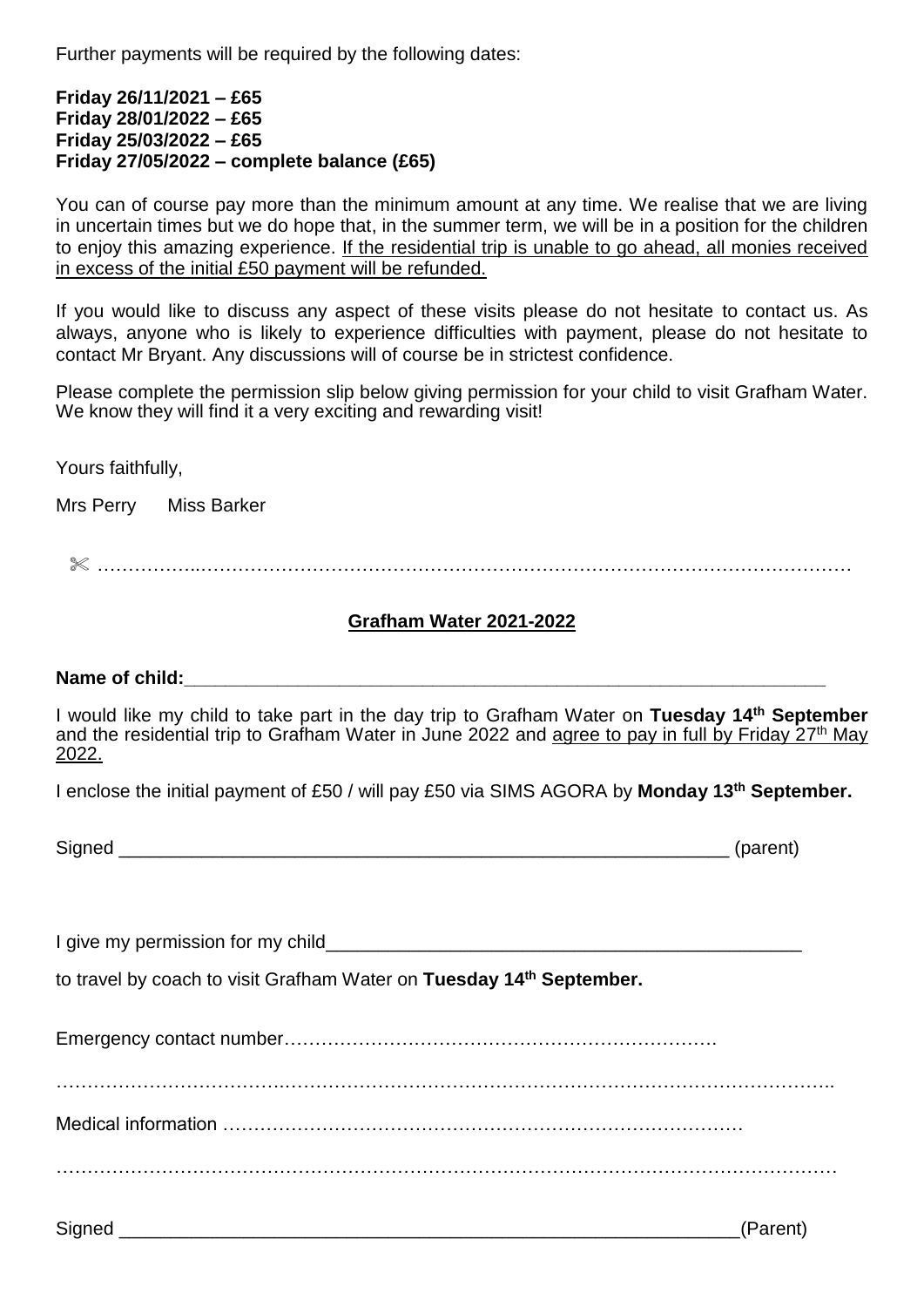Further payments will be required by the following dates:

**Friday 26/11/2021 – £65**
**Friday 28/01/2022 – £65**
**Friday 25/03/2022 – £65**
**Friday 27/05/2022 – complete balance (£65)**

You can of course pay more than the minimum amount at any time. We realise that we are living in uncertain times but we do hope that, in the summer term, we will be in a position for the children to enjoy this amazing experience. <u>If the residential trip is unable to go ahead, all monies received in excess of the initial £50 payment will be refunded.</u>

If you would like to discuss any aspect of these visits please do not hesitate to contact us. As always, anyone who is likely to experience difficulties with payment, please do not hesitate to contact Mr Bryant. Any discussions will of course be in strictest confidence.

Please complete the permission slip below giving permission for your child to visit Grafham Water. We know they will find it a very exciting and rewarding visit!

Yours faithfully,

Mrs Perry   Miss Barker

✂ ………………………………………………………………………………………………………………

## Grafham Water 2021-2022

**Name of child:**________________________________________________________________

I would like my child to take part in the day trip to Grafham Water on **Tuesday 14th September** and the residential trip to Grafham Water in June 2022 and <u>agree to pay in full by Friday 27th May 2022.</u>

I enclose the initial payment of £50 / will pay £50 via SIMS AGORA by **Monday 13th September.**

Signed ____________________________________________________________ (parent)

I give my permission for my child_________________________________________________

to travel by coach to visit Grafham Water on **Tuesday 14th September.**

Emergency contact number……………………………………………………………

…………………………………………………………………………………………………………

Medical information …………………………………………………………………………

…………………………………………………………………………………………………………

Signed ______________________________________________________________(Parent)